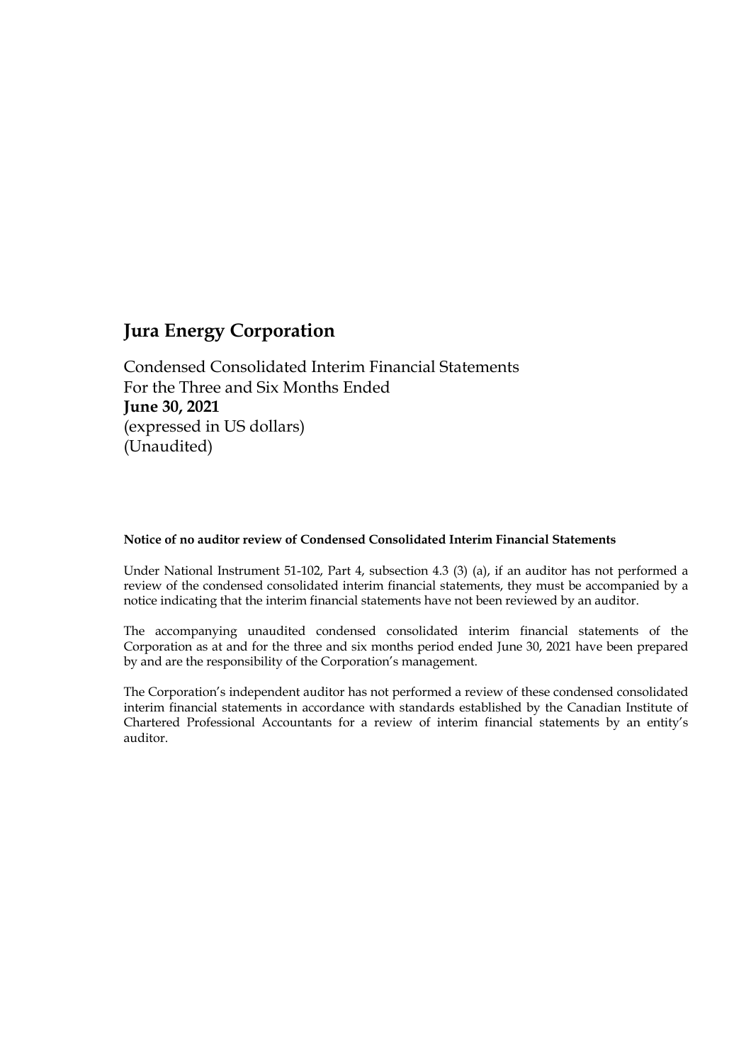# Jura Energy Corporation

Condensed Consolidated Interim Financial Statements
For the Three and Six Months Ended
**June 30, 2021**
(expressed in US dollars)
(Unaudited)

**Notice of no auditor review of Condensed Consolidated Interim Financial Statements**

Under National Instrument 51-102, Part 4, subsection 4.3 (3) (a), if an auditor has not performed a review of the condensed consolidated interim financial statements, they must be accompanied by a notice indicating that the interim financial statements have not been reviewed by an auditor.

The accompanying unaudited condensed consolidated interim financial statements of the Corporation as at and for the three and six months period ended June 30, 2021 have been prepared by and are the responsibility of the Corporation's management.

The Corporation's independent auditor has not performed a review of these condensed consolidated interim financial statements in accordance with standards established by the Canadian Institute of Chartered Professional Accountants for a review of interim financial statements by an entity's auditor.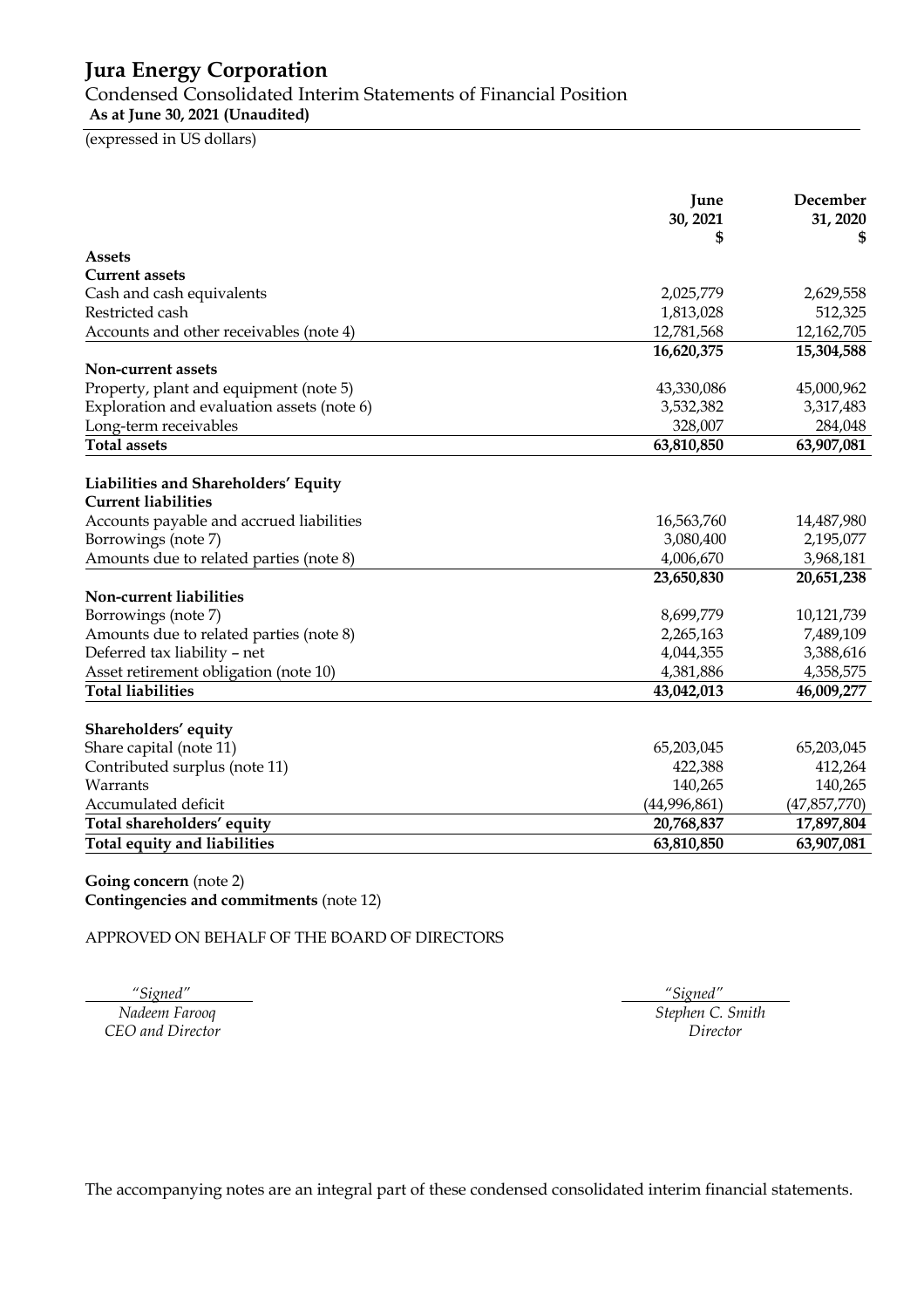# Jura Energy Corporation

Condensed Consolidated Interim Statements of Financial Position

**As at June 30, 2021 (Unaudited)**

(expressed in US dollars)

| | June 30, 2021 $ | December 31, 2020 $ |
|---|---|---|
| **Assets** | | |
| **Current assets** | | |
| Cash and cash equivalents | 2,025,779 | 2,629,558 |
| Restricted cash | 1,813,028 | 512,325 |
| Accounts and other receivables (note 4) | 12,781,568 | 12,162,705 |
| | **16,620,375** | **15,304,588** |
| **Non-current assets** | | |
| Property, plant and equipment (note 5) | 43,330,086 | 45,000,962 |
| Exploration and evaluation assets (note 6) | 3,532,382 | 3,317,483 |
| Long-term receivables | 328,007 | 284,048 |
| **Total assets** | **63,810,850** | **63,907,081** |
| | | |
| **Liabilities and Shareholders' Equity** | | |
| **Current liabilities** | | |
| Accounts payable and accrued liabilities | 16,563,760 | 14,487,980 |
| Borrowings (note 7) | 3,080,400 | 2,195,077 |
| Amounts due to related parties (note 8) | 4,006,670 | 3,968,181 |
| | **23,650,830** | **20,651,238** |
| **Non-current liabilities** | | |
| Borrowings (note 7) | 8,699,779 | 10,121,739 |
| Amounts due to related parties (note 8) | 2,265,163 | 7,489,109 |
| Deferred tax liability – net | 4,044,355 | 3,388,616 |
| Asset retirement obligation (note 10) | 4,381,886 | 4,358,575 |
| **Total liabilities** | **43,042,013** | **46,009,277** |
| | | |
| **Shareholders' equity** | | |
| Share capital (note 11) | 65,203,045 | 65,203,045 |
| Contributed surplus (note 11) | 422,388 | 412,264 |
| Warrants | 140,265 | 140,265 |
| Accumulated deficit | (44,996,861) | (47,857,770) |
| **Total shareholders' equity** | **20,768,837** | **17,897,804** |
| **Total equity and liabilities** | **63,810,850** | **63,907,081** |

**Going concern** (note 2)
**Contingencies and commitments** (note 12)

APPROVED ON BEHALF OF THE BOARD OF DIRECTORS

*"Signed"*
*Nadeem Farooq*
*CEO and Director*

*"Signed"*
*Stephen C. Smith*
*Director*

The accompanying notes are an integral part of these condensed consolidated interim financial statements.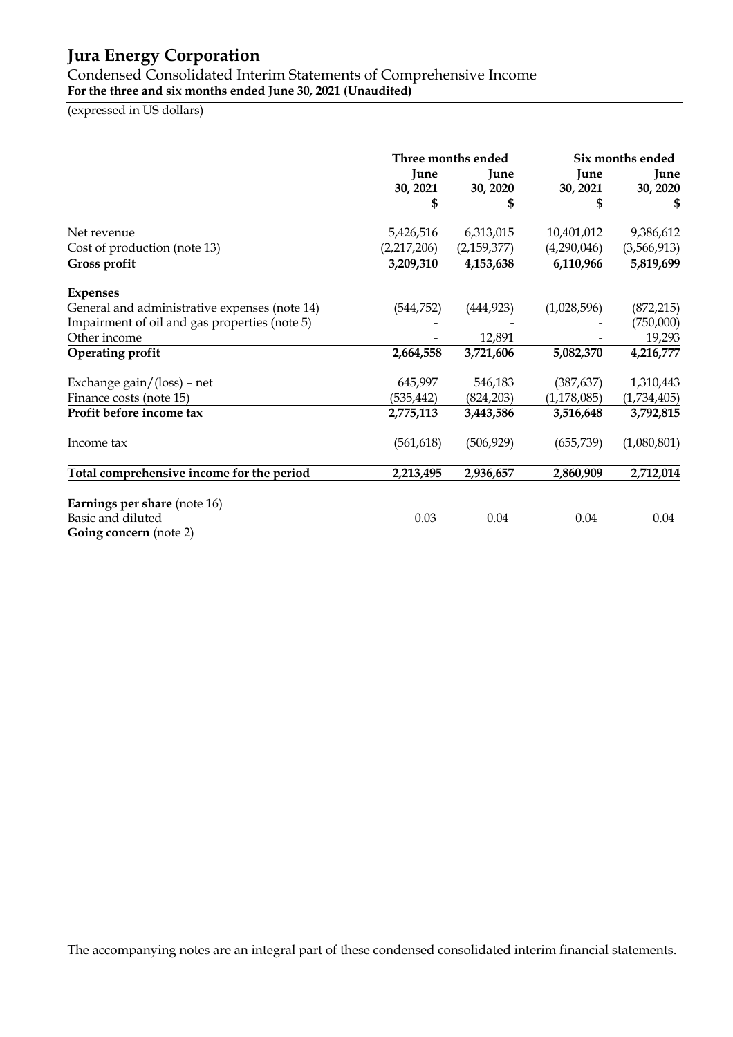# Jura Energy Corporation

Condensed Consolidated Interim Statements of Comprehensive Income
**For the three and six months ended June 30, 2021 (Unaudited)**

(expressed in US dollars)

| | Three months ended | | Six months ended | |
|---|---|---|---|---|
| | **June 30, 2021** | **June 30, 2020** | **June 30, 2021** | **June 30, 2020** |
| | **$** | **$** | **$** | **$** |
| Net revenue | 5,426,516 | 6,313,015 | 10,401,012 | 9,386,612 |
| Cost of production (note 13) | (2,217,206) | (2,159,377) | (4,290,046) | (3,566,913) |
| **Gross profit** | **3,209,310** | **4,153,638** | **6,110,966** | **5,819,699** |
| **Expenses** | | | | |
| General and administrative expenses (note 14) | (544,752) | (444,923) | (1,028,596) | (872,215) |
| Impairment of oil and gas properties (note 5) | - | - | - | (750,000) |
| Other income | - | 12,891 | - | 19,293 |
| **Operating profit** | **2,664,558** | **3,721,606** | **5,082,370** | **4,216,777** |
| Exchange gain/(loss) – net | 645,997 | 546,183 | (387,637) | 1,310,443 |
| Finance costs (note 15) | (535,442) | (824,203) | (1,178,085) | (1,734,405) |
| **Profit before income tax** | **2,775,113** | **3,443,586** | **3,516,648** | **3,792,815** |
| Income tax | (561,618) | (506,929) | (655,739) | (1,080,801) |
| **Total comprehensive income for the period** | **2,213,495** | **2,936,657** | **2,860,909** | **2,712,014** |
| **Earnings per share** (note 16) | | | | |
| Basic and diluted | 0.03 | 0.04 | 0.04 | 0.04 |
| **Going concern** (note 2) | | | | |

The accompanying notes are an integral part of these condensed consolidated interim financial statements.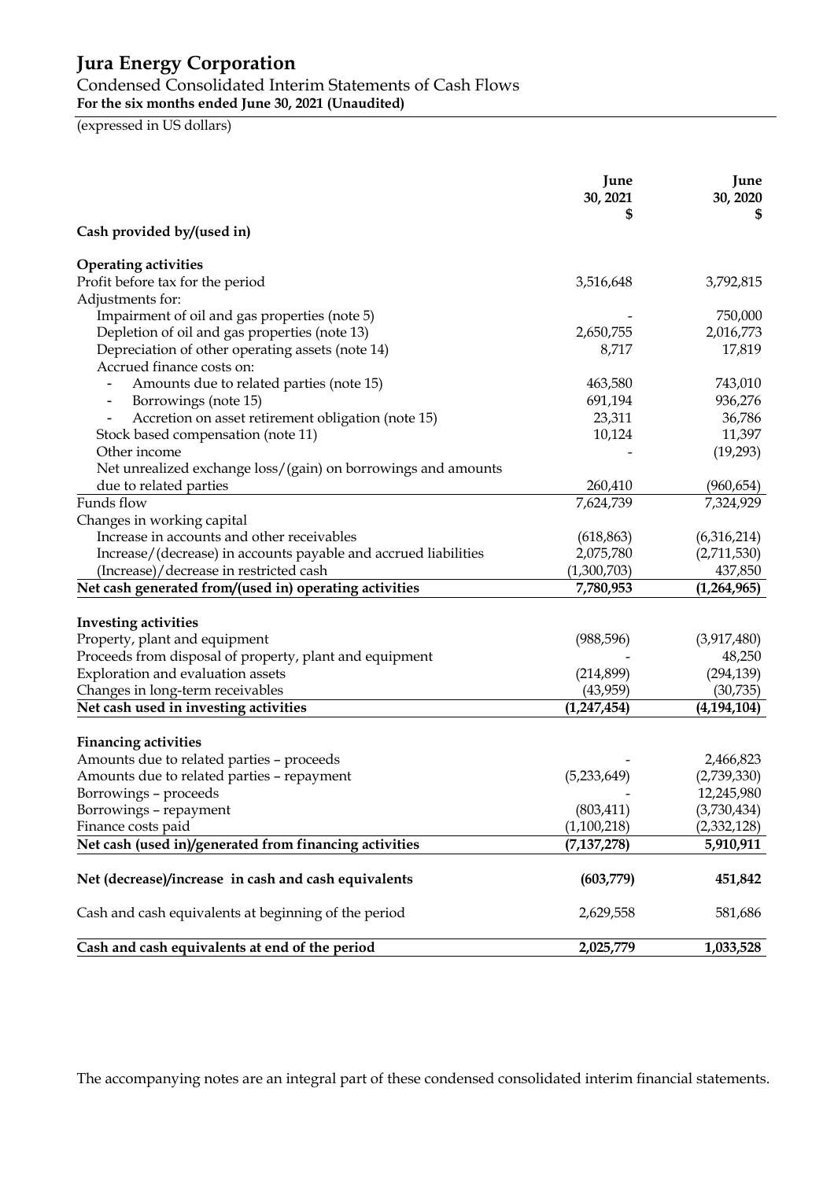# Jura Energy Corporation

Condensed Consolidated Interim Statements of Cash Flows
**For the six months ended June 30, 2021 (Unaudited)**

(expressed in US dollars)

| | June 30, 2021 $ | June 30, 2020 $ |
|---|---|---|
| **Cash provided by/(used in)** | | |
| **Operating activities** | | |
| Profit before tax for the period | 3,516,648 | 3,792,815 |
| Adjustments for: | | |
| Impairment of oil and gas properties (note 5) | - | 750,000 |
| Depletion of oil and gas properties (note 13) | 2,650,755 | 2,016,773 |
| Depreciation of other operating assets (note 14) | 8,717 | 17,819 |
| Accrued finance costs on: | | |
| - Amounts due to related parties (note 15) | 463,580 | 743,010 |
| - Borrowings (note 15) | 691,194 | 936,276 |
| - Accretion on asset retirement obligation (note 15) | 23,311 | 36,786 |
| Stock based compensation (note 11) | 10,124 | 11,397 |
| Other income | - | (19,293) |
| Net unrealized exchange loss/(gain) on borrowings and amounts due to related parties | 260,410 | (960,654) |
| Funds flow | 7,624,739 | 7,324,929 |
| Changes in working capital | | |
| Increase in accounts and other receivables | (618,863) | (6,316,214) |
| Increase/(decrease) in accounts payable and accrued liabilities | 2,075,780 | (2,711,530) |
| (Increase)/decrease in restricted cash | (1,300,703) | 437,850 |
| **Net cash generated from/(used in) operating activities** | **7,780,953** | **(1,264,965)** |
| **Investing activities** | | |
| Property, plant and equipment | (988,596) | (3,917,480) |
| Proceeds from disposal of property, plant and equipment | - | 48,250 |
| Exploration and evaluation assets | (214,899) | (294,139) |
| Changes in long-term receivables | (43,959) | (30,735) |
| **Net cash used in investing activities** | **(1,247,454)** | **(4,194,104)** |
| **Financing activities** | | |
| Amounts due to related parties – proceeds | - | 2,466,823 |
| Amounts due to related parties – repayment | (5,233,649) | (2,739,330) |
| Borrowings – proceeds | - | 12,245,980 |
| Borrowings – repayment | (803,411) | (3,730,434) |
| Finance costs paid | (1,100,218) | (2,332,128) |
| **Net cash (used in)/generated from financing activities** | **(7,137,278)** | **5,910,911** |
| **Net (decrease)/increase in cash and cash equivalents** | **(603,779)** | **451,842** |
| Cash and cash equivalents at beginning of the period | 2,629,558 | 581,686 |
| **Cash and cash equivalents at end of the period** | **2,025,779** | **1,033,528** |

The accompanying notes are an integral part of these condensed consolidated interim financial statements.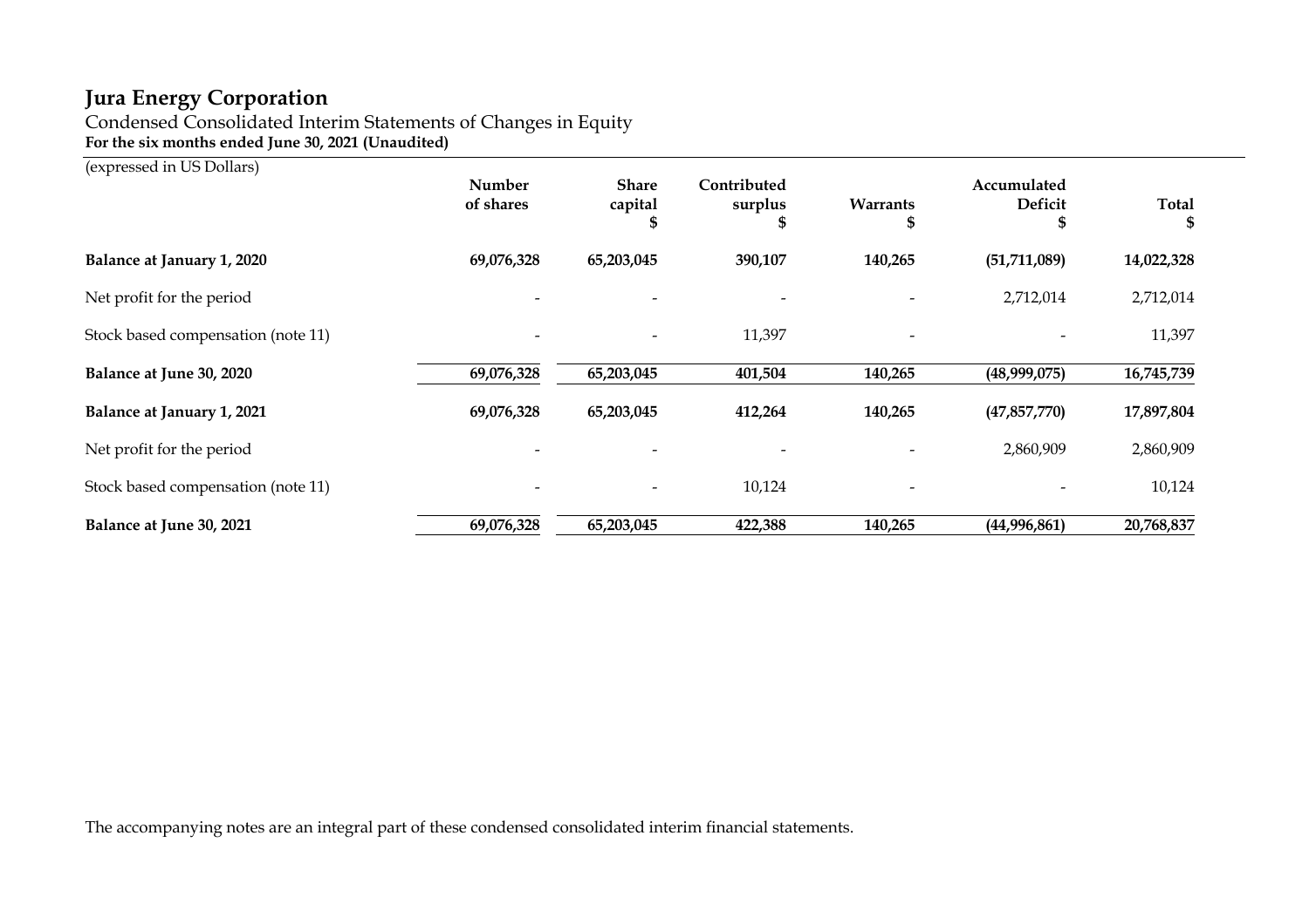# Jura Energy Corporation

Condensed Consolidated Interim Statements of Changes in Equity
**For the six months ended June 30, 2021 (Unaudited)**

(expressed in US Dollars)

| | Number of shares | Share capital $ | Contributed surplus $ | Warrants $ | Accumulated Deficit $ | Total $ |
|---|---|---|---|---|---|---|
| **Balance at January 1, 2020** | **69,076,328** | **65,203,045** | **390,107** | **140,265** | **(51,711,089)** | **14,022,328** |
| Net profit for the period | - | - | - | - | 2,712,014 | 2,712,014 |
| Stock based compensation (note 11) | - | - | 11,397 | - | - | 11,397 |
| **Balance at June 30, 2020** | **69,076,328** | **65,203,045** | **401,504** | **140,265** | **(48,999,075)** | **16,745,739** |
| **Balance at January 1, 2021** | **69,076,328** | **65,203,045** | **412,264** | **140,265** | **(47,857,770)** | **17,897,804** |
| Net profit for the period | - | - | - | - | 2,860,909 | 2,860,909 |
| Stock based compensation (note 11) | - | - | 10,124 | - | - | 10,124 |
| **Balance at June 30, 2021** | **69,076,328** | **65,203,045** | **422,388** | **140,265** | **(44,996,861)** | **20,768,837** |

The accompanying notes are an integral part of these condensed consolidated interim financial statements.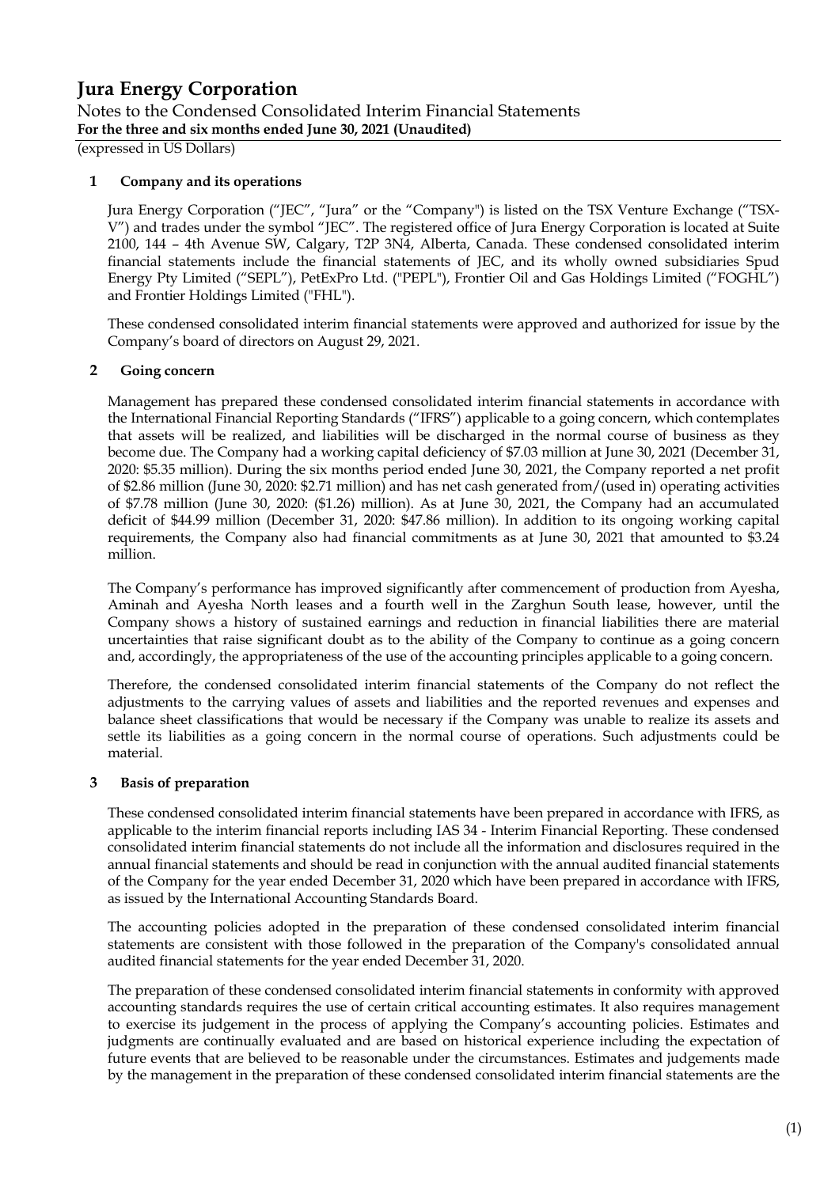# Jura Energy Corporation

Notes to the Condensed Consolidated Interim Financial Statements
**For the three and six months ended June 30, 2021 (Unaudited)**
(expressed in US Dollars)

## 1 Company and its operations

Jura Energy Corporation ("JEC", "Jura" or the "Company") is listed on the TSX Venture Exchange ("TSX-V") and trades under the symbol "JEC". The registered office of Jura Energy Corporation is located at Suite 2100, 144 – 4th Avenue SW, Calgary, T2P 3N4, Alberta, Canada. These condensed consolidated interim financial statements include the financial statements of JEC, and its wholly owned subsidiaries Spud Energy Pty Limited ("SEPL"), PetExPro Ltd. ("PEPL"), Frontier Oil and Gas Holdings Limited ("FOGHL") and Frontier Holdings Limited ("FHL").

These condensed consolidated interim financial statements were approved and authorized for issue by the Company's board of directors on August 29, 2021.

## 2 Going concern

Management has prepared these condensed consolidated interim financial statements in accordance with the International Financial Reporting Standards ("IFRS") applicable to a going concern, which contemplates that assets will be realized, and liabilities will be discharged in the normal course of business as they become due. The Company had a working capital deficiency of $7.03 million at June 30, 2021 (December 31, 2020: $5.35 million). During the six months period ended June 30, 2021, the Company reported a net profit of $2.86 million (June 30, 2020: $2.71 million) and has net cash generated from/(used in) operating activities of $7.78 million (June 30, 2020: ($1.26) million). As at June 30, 2021, the Company had an accumulated deficit of $44.99 million (December 31, 2020: $47.86 million). In addition to its ongoing working capital requirements, the Company also had financial commitments as at June 30, 2021 that amounted to $3.24 million.

The Company's performance has improved significantly after commencement of production from Ayesha, Aminah and Ayesha North leases and a fourth well in the Zarghun South lease, however, until the Company shows a history of sustained earnings and reduction in financial liabilities there are material uncertainties that raise significant doubt as to the ability of the Company to continue as a going concern and, accordingly, the appropriateness of the use of the accounting principles applicable to a going concern.

Therefore, the condensed consolidated interim financial statements of the Company do not reflect the adjustments to the carrying values of assets and liabilities and the reported revenues and expenses and balance sheet classifications that would be necessary if the Company was unable to realize its assets and settle its liabilities as a going concern in the normal course of operations. Such adjustments could be material.

## 3 Basis of preparation

These condensed consolidated interim financial statements have been prepared in accordance with IFRS, as applicable to the interim financial reports including IAS 34 - Interim Financial Reporting. These condensed consolidated interim financial statements do not include all the information and disclosures required in the annual financial statements and should be read in conjunction with the annual audited financial statements of the Company for the year ended December 31, 2020 which have been prepared in accordance with IFRS, as issued by the International Accounting Standards Board.

The accounting policies adopted in the preparation of these condensed consolidated interim financial statements are consistent with those followed in the preparation of the Company's consolidated annual audited financial statements for the year ended December 31, 2020.

The preparation of these condensed consolidated interim financial statements in conformity with approved accounting standards requires the use of certain critical accounting estimates. It also requires management to exercise its judgement in the process of applying the Company's accounting policies. Estimates and judgments are continually evaluated and are based on historical experience including the expectation of future events that are believed to be reasonable under the circumstances. Estimates and judgements made by the management in the preparation of these condensed consolidated interim financial statements are the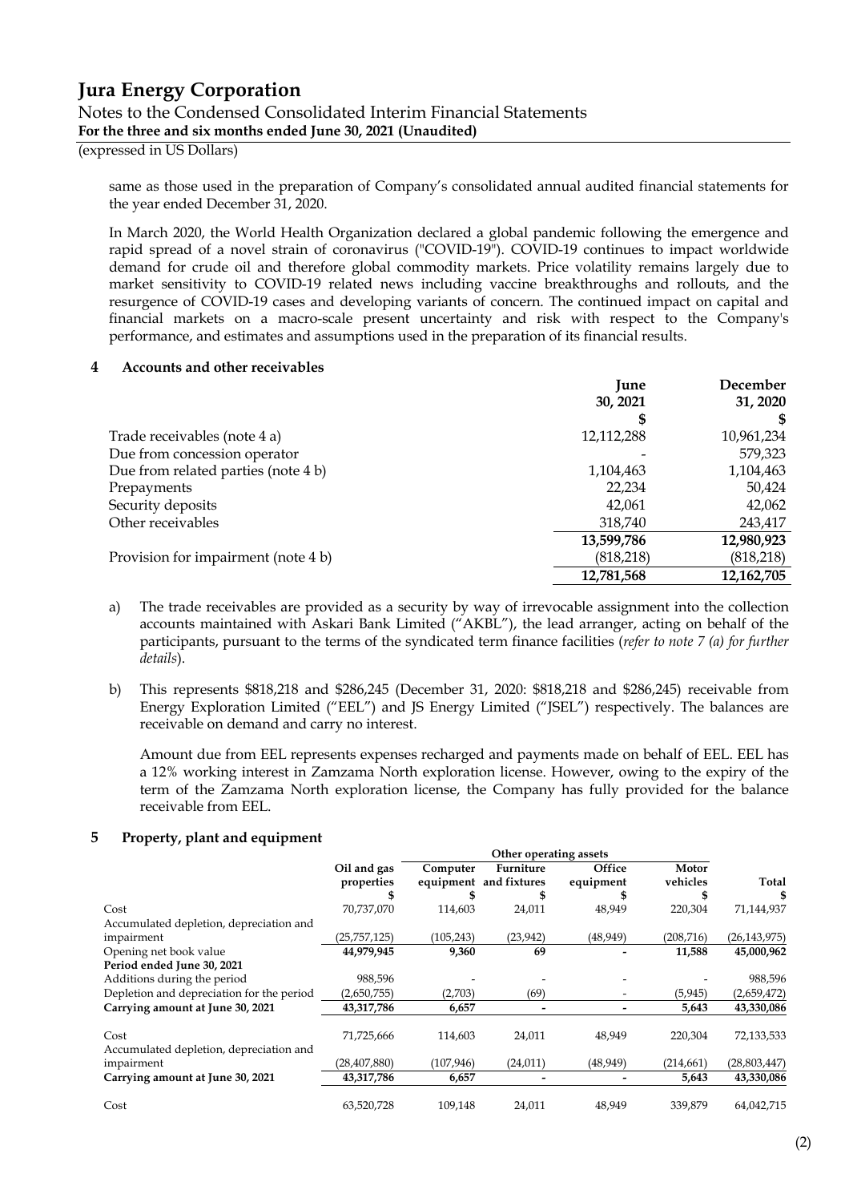same as those used in the preparation of Company's consolidated annual audited financial statements for the year ended December 31, 2020.

In March 2020, the World Health Organization declared a global pandemic following the emergence and rapid spread of a novel strain of coronavirus ("COVID-19"). COVID-19 continues to impact worldwide demand for crude oil and therefore global commodity markets. Price volatility remains largely due to market sensitivity to COVID-19 related news including vaccine breakthroughs and rollouts, and the resurgence of COVID-19 cases and developing variants of concern. The continued impact on capital and financial markets on a macro-scale present uncertainty and risk with respect to the Company's performance, and estimates and assumptions used in the preparation of its financial results.

## 4 Accounts and other receivables

| | June 30, 2021 | December 31, 2020 |
|---|---|---|
| | $ | $ |
| Trade receivables (note 4 a) | 12,112,288 | 10,961,234 |
| Due from concession operator | - | 579,323 |
| Due from related parties (note 4 b) | 1,104,463 | 1,104,463 |
| Prepayments | 22,234 | 50,424 |
| Security deposits | 42,061 | 42,062 |
| Other receivables | 318,740 | 243,417 |
| | **13,599,786** | **12,980,923** |
| Provision for impairment (note 4 b) | (818,218) | (818,218) |
| | **12,781,568** | **12,162,705** |

a) The trade receivables are provided as a security by way of irrevocable assignment into the collection accounts maintained with Askari Bank Limited ("AKBL"), the lead arranger, acting on behalf of the participants, pursuant to the terms of the syndicated term finance facilities (*refer to note 7 (a) for further details*).

b) This represents $818,218 and $286,245 (December 31, 2020: $818,218 and $286,245) receivable from Energy Exploration Limited ("EEL") and JS Energy Limited ("JSEL") respectively. The balances are receivable on demand and carry no interest.

Amount due from EEL represents expenses recharged and payments made on behalf of EEL. EEL has a 12% working interest in Zamzama North exploration license. However, owing to the expiry of the term of the Zamzama North exploration license, the Company has fully provided for the balance receivable from EEL.

## 5 Property, plant and equipment

| | | Other operating assets | | | | |
|---|---|---|---|---|---|---|
| | Oil and gas properties | Computer equipment | Furniture and fixtures | Office equipment | Motor vehicles | Total |
| | $ | $ | $ | $ | $ | $ |
| Cost | 70,737,070 | 114,603 | 24,011 | 48,949 | 220,304 | 71,144,937 |
| Accumulated depletion, depreciation and impairment | (25,757,125) | (105,243) | (23,942) | (48,949) | (208,716) | (26,143,975) |
| Opening net book value | **44,979,945** | **9,360** | **69** | **-** | **11,588** | **45,000,962** |
| **Period ended June 30, 2021** | | | | | | |
| Additions during the period | 988,596 | - | - | - | - | 988,596 |
| Depletion and depreciation for the period | (2,650,755) | (2,703) | (69) | - | (5,945) | (2,659,472) |
| **Carrying amount at June 30, 2021** | **43,317,786** | **6,657** | **-** | **-** | **5,643** | **43,330,086** |
| | | | | | | |
| Cost | 71,725,666 | 114,603 | 24,011 | 48,949 | 220,304 | 72,133,533 |
| Accumulated depletion, depreciation and impairment | (28,407,880) | (107,946) | (24,011) | (48,949) | (214,661) | (28,803,447) |
| **Carrying amount at June 30, 2021** | **43,317,786** | **6,657** | **-** | **-** | **5,643** | **43,330,086** |
| | | | | | | |
| Cost | 63,520,728 | 109,148 | 24,011 | 48,949 | 339,879 | 64,042,715 |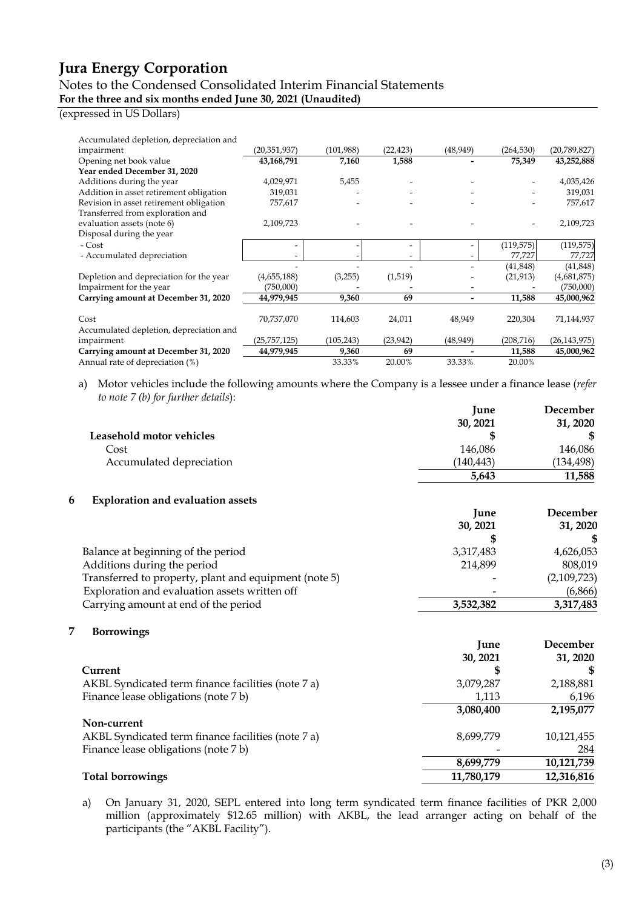# Jura Energy Corporation

Notes to the Condensed Consolidated Interim Financial Statements
**For the three and six months ended June 30, 2021 (Unaudited)**
(expressed in US Dollars)

| | | | | | | |
|---|---|---|---|---|---|---|
| Accumulated depletion, depreciation and impairment | (20,351,937) | (101,988) | (22,423) | (48,949) | (264,530) | (20,789,827) |
| Opening net book value | **43,168,791** | **7,160** | **1,588** | **-** | **75,349** | **43,252,888** |
| **Year ended December 31, 2020** | | | | | | |
| Additions during the year | 4,029,971 | 5,455 | - | - | - | 4,035,426 |
| Addition in asset retirement obligation | 319,031 | - | - | - | - | 319,031 |
| Revision in asset retirement obligation | 757,617 | - | - | - | - | 757,617 |
| Transferred from exploration and evaluation assets (note 6) | 2,109,723 | - | - | - | - | 2,109,723 |
| Disposal during the year | | | | | | |
| - Cost | - | - | - | - | (119,575) | (119,575) |
| - Accumulated depreciation | - | - | - | - | 77,727 | 77,727 |
| | - | - | - | - | (41,848) | (41,848) |
| Depletion and depreciation for the year | (4,655,188) | (3,255) | (1,519) | - | (21,913) | (4,681,875) |
| Impairment for the year | (750,000) | - | - | - | - | (750,000) |
| **Carrying amount at December 31, 2020** | **44,979,945** | **9,360** | **69** | **-** | **11,588** | **45,000,962** |
| | | | | | | |
| Cost | 70,737,070 | 114,603 | 24,011 | 48,949 | 220,304 | 71,144,937 |
| Accumulated depletion, depreciation and impairment | (25,757,125) | (105,243) | (23,942) | (48,949) | (208,716) | (26,143,975) |
| **Carrying amount at December 31, 2020** | **44,979,945** | **9,360** | **69** | **-** | **11,588** | **45,000,962** |
| Annual rate of depreciation (%) | | 33.33% | 20.00% | 33.33% | 20.00% | |

a) Motor vehicles include the following amounts where the Company is a lessee under a finance lease (*refer to note 7 (b) for further details*):

| | June 30, 2021 | December 31, 2020 |
|---|---|---|
| **Leasehold motor vehicles** | **$** | **$** |
| Cost | 146,086 | 146,086 |
| Accumulated depreciation | (140,443) | (134,498) |
| | **5,643** | **11,588** |

## 6 Exploration and evaluation assets

| | June 30, 2021 | December 31, 2020 |
|---|---|---|
| | **$** | **$** |
| Balance at beginning of the period | 3,317,483 | 4,626,053 |
| Additions during the period | 214,899 | 808,019 |
| Transferred to property, plant and equipment (note 5) | - | (2,109,723) |
| Exploration and evaluation assets written off | - | (6,866) |
| Carrying amount at end of the period | **3,532,382** | **3,317,483** |

## 7 Borrowings

| | June 30, 2021 | December 31, 2020 |
|---|---|---|
| **Current** | **$** | **$** |
| AKBL Syndicated term finance facilities (note 7 a) | 3,079,287 | 2,188,881 |
| Finance lease obligations (note 7 b) | 1,113 | 6,196 |
| | **3,080,400** | **2,195,077** |
| **Non-current** | | |
| AKBL Syndicated term finance facilities (note 7 a) | 8,699,779 | 10,121,455 |
| Finance lease obligations (note 7 b) | - | 284 |
| | **8,699,779** | **10,121,739** |
| **Total borrowings** | **11,780,179** | **12,316,816** |

a) On January 31, 2020, SEPL entered into long term syndicated term finance facilities of PKR 2,000 million (approximately $12.65 million) with AKBL, the lead arranger acting on behalf of the participants (the "AKBL Facility").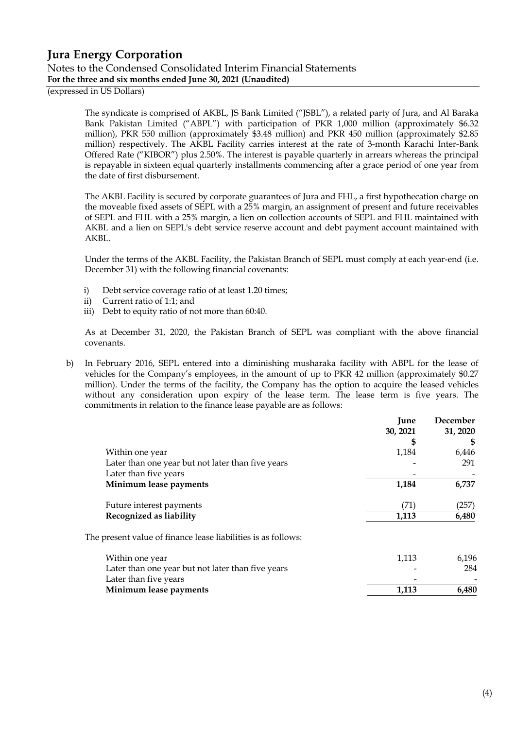The syndicate is comprised of AKBL, JS Bank Limited ("JSBL"), a related party of Jura, and Al Baraka Bank Pakistan Limited ("ABPL") with participation of PKR 1,000 million (approximately $6.32 million), PKR 550 million (approximately $3.48 million) and PKR 450 million (approximately $2.85 million) respectively. The AKBL Facility carries interest at the rate of 3-month Karachi Inter-Bank Offered Rate ("KIBOR") plus 2.50%. The interest is payable quarterly in arrears whereas the principal is repayable in sixteen equal quarterly installments commencing after a grace period of one year from the date of first disbursement.

The AKBL Facility is secured by corporate guarantees of Jura and FHL, a first hypothecation charge on the moveable fixed assets of SEPL with a 25% margin, an assignment of present and future receivables of SEPL and FHL with a 25% margin, a lien on collection accounts of SEPL and FHL maintained with AKBL and a lien on SEPL's debt service reserve account and debt payment account maintained with AKBL.

Under the terms of the AKBL Facility, the Pakistan Branch of SEPL must comply at each year-end (i.e. December 31) with the following financial covenants:

i) Debt service coverage ratio of at least 1.20 times;
ii) Current ratio of 1:1; and
iii) Debt to equity ratio of not more than 60:40.

As at December 31, 2020, the Pakistan Branch of SEPL was compliant with the above financial covenants.

b) In February 2016, SEPL entered into a diminishing musharaka facility with ABPL for the lease of vehicles for the Company's employees, in the amount of up to PKR 42 million (approximately $0.27 million). Under the terms of the facility, the Company has the option to acquire the leased vehicles without any consideration upon expiry of the lease term. The lease term is five years. The commitments in relation to the finance lease payable are as follows:

| | June 30, 2021 | December 31, 2020 |
|---|---|---|
| | $ | $ |
| Within one year | 1,184 | 6,446 |
| Later than one year but not later than five years | - | 291 |
| Later than five years | - | - |
| **Minimum lease payments** | **1,184** | **6,737** |
| Future interest payments | (71) | (257) |
| **Recognized as liability** | **1,113** | **6,480** |

The present value of finance lease liabilities is as follows:

| | June 30, 2021 | December 31, 2020 |
|---|---|---|
| Within one year | 1,113 | 6,196 |
| Later than one year but not later than five years | - | 284 |
| Later than five years | - | - |
| **Minimum lease payments** | **1,113** | **6,480** |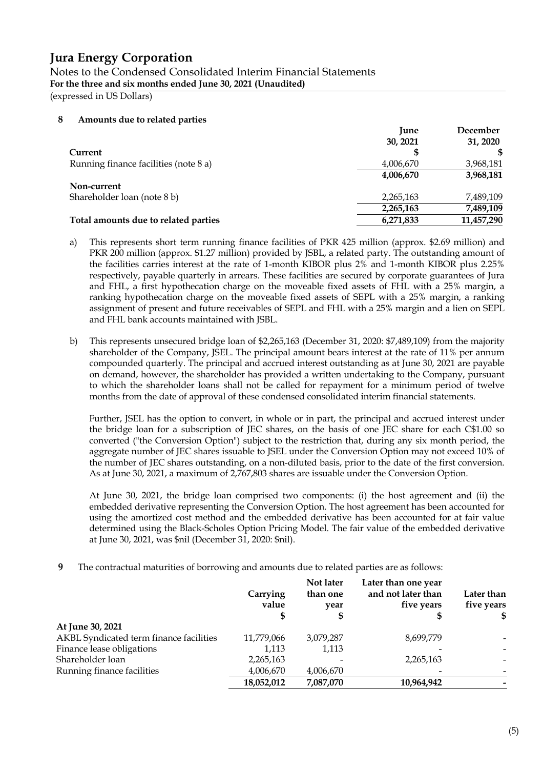# Jura Energy Corporation

Notes to the Condensed Consolidated Interim Financial Statements
**For the three and six months ended June 30, 2021 (Unaudited)**
(expressed in US Dollars)

**8 Amounts due to related parties**

| | June 30, 2021 | December 31, 2020 |
|---|---|---|
| **Current** | **$** | **$** |
| Running finance facilities (note 8 a) | 4,006,670 | 3,968,181 |
| | **4,006,670** | **3,968,181** |
| **Non-current** | | |
| Shareholder loan (note 8 b) | 2,265,163 | 7,489,109 |
| | **2,265,163** | **7,489,109** |
| **Total amounts due to related parties** | **6,271,833** | **11,457,290** |

a) This represents short term running finance facilities of PKR 425 million (approx. $2.69 million) and PKR 200 million (approx. $1.27 million) provided by JSBL, a related party. The outstanding amount of the facilities carries interest at the rate of 1-month KIBOR plus 2% and 1-month KIBOR plus 2.25% respectively, payable quarterly in arrears. These facilities are secured by corporate guarantees of Jura and FHL, a first hypothecation charge on the moveable fixed assets of FHL with a 25% margin, a ranking hypothecation charge on the moveable fixed assets of SEPL with a 25% margin, a ranking assignment of present and future receivables of SEPL and FHL with a 25% margin and a lien on SEPL and FHL bank accounts maintained with JSBL.

b) This represents unsecured bridge loan of $2,265,163 (December 31, 2020: $7,489,109) from the majority shareholder of the Company, JSEL. The principal amount bears interest at the rate of 11% per annum compounded quarterly. The principal and accrued interest outstanding as at June 30, 2021 are payable on demand, however, the shareholder has provided a written undertaking to the Company, pursuant to which the shareholder loans shall not be called for repayment for a minimum period of twelve months from the date of approval of these condensed consolidated interim financial statements.

Further, JSEL has the option to convert, in whole or in part, the principal and accrued interest under the bridge loan for a subscription of JEC shares, on the basis of one JEC share for each C$1.00 so converted ("the Conversion Option") subject to the restriction that, during any six month period, the aggregate number of JEC shares issuable to JSEL under the Conversion Option may not exceed 10% of the number of JEC shares outstanding, on a non-diluted basis, prior to the date of the first conversion. As at June 30, 2021, a maximum of 2,767,803 shares are issuable under the Conversion Option.

At June 30, 2021, the bridge loan comprised two components: (i) the host agreement and (ii) the embedded derivative representing the Conversion Option. The host agreement has been accounted for using the amortized cost method and the embedded derivative has been accounted for at fair value determined using the Black-Scholes Option Pricing Model. The fair value of the embedded derivative at June 30, 2021, was $nil (December 31, 2020: $nil).

**9** The contractual maturities of borrowing and amounts due to related parties are as follows:

| | Carrying value $ | Not later than one year $ | Later than one year and not later than five years $ | Later than five years $ |
|---|---|---|---|---|
| **At June 30, 2021** | | | | |
| AKBL Syndicated term finance facilities | 11,779,066 | 3,079,287 | 8,699,779 | - |
| Finance lease obligations | 1,113 | 1,113 | - | - |
| Shareholder loan | 2,265,163 | - | 2,265,163 | - |
| Running finance facilities | 4,006,670 | 4,006,670 | - | - |
| | **18,052,012** | **7,087,070** | **10,964,942** | **-** |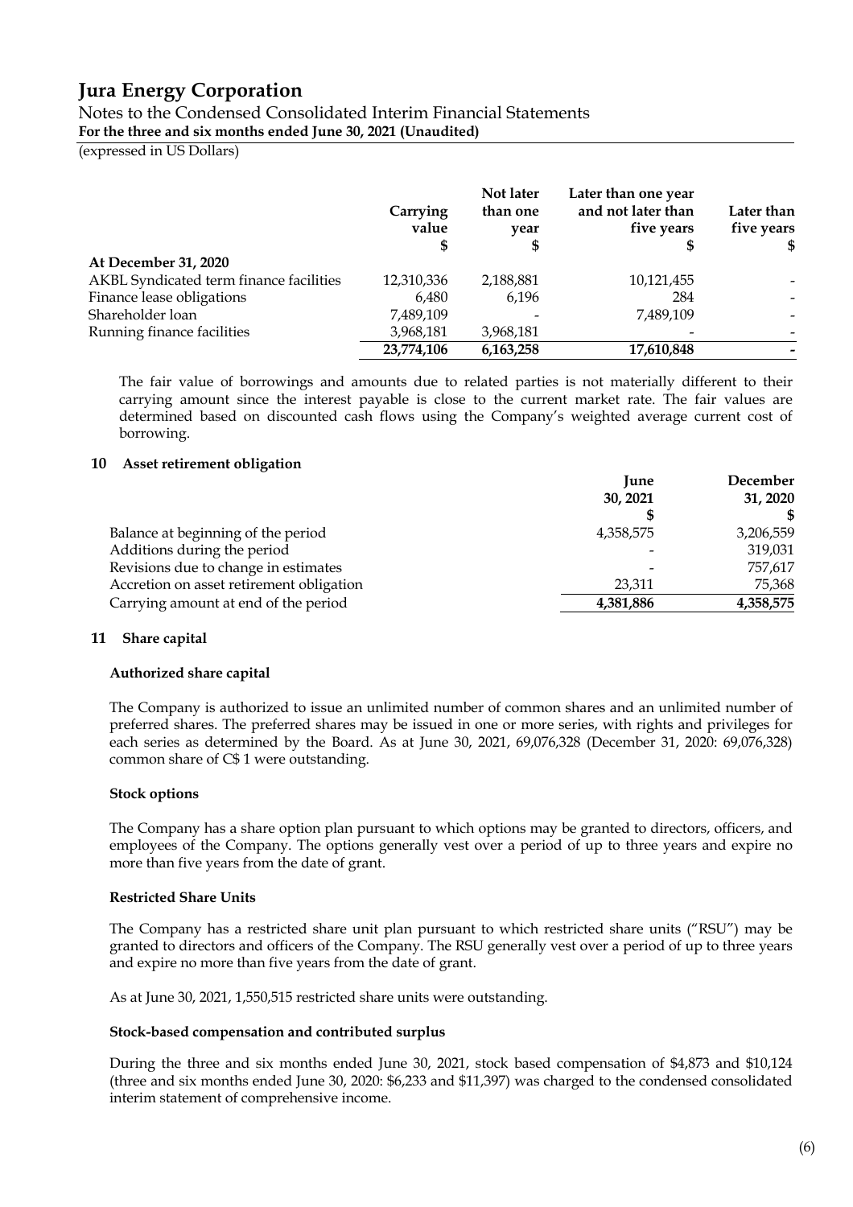|  | Carrying value<br>$ | Not later than one year<br>$ | Later than one year and not later than five years<br>$ | Later than five years<br>$ |
|---|---|---|---|---|
| **At December 31, 2020** |  |  |  |  |
| AKBL Syndicated term finance facilities | 12,310,336 | 2,188,881 | 10,121,455 | - |
| Finance lease obligations | 6,480 | 6,196 | 284 | - |
| Shareholder loan | 7,489,109 | - | 7,489,109 | - |
| Running finance facilities | 3,968,181 | 3,968,181 | - | - |
|  | **23,774,106** | **6,163,258** | **17,610,848** | **-** |

The fair value of borrowings and amounts due to related parties is not materially different to their carrying amount since the interest payable is close to the current market rate. The fair values are determined based on discounted cash flows using the Company's weighted average current cost of borrowing.

## 10 Asset retirement obligation

|  | June 30, 2021<br>$ | December 31, 2020<br>$ |
|---|---|---|
| Balance at beginning of the period | 4,358,575 | 3,206,559 |
| Additions during the period | - | 319,031 |
| Revisions due to change in estimates | - | 757,617 |
| Accretion on asset retirement obligation | 23,311 | 75,368 |
| Carrying amount at end of the period | **4,381,886** | **4,358,575** |

## 11 Share capital

**Authorized share capital**

The Company is authorized to issue an unlimited number of common shares and an unlimited number of preferred shares. The preferred shares may be issued in one or more series, with rights and privileges for each series as determined by the Board. As at June 30, 2021, 69,076,328 (December 31, 2020: 69,076,328) common share of C$ 1 were outstanding.

**Stock options**

The Company has a share option plan pursuant to which options may be granted to directors, officers, and employees of the Company. The options generally vest over a period of up to three years and expire no more than five years from the date of grant.

**Restricted Share Units**

The Company has a restricted share unit plan pursuant to which restricted share units ("RSU") may be granted to directors and officers of the Company. The RSU generally vest over a period of up to three years and expire no more than five years from the date of grant.

As at June 30, 2021, 1,550,515 restricted share units were outstanding.

**Stock-based compensation and contributed surplus**

During the three and six months ended June 30, 2021, stock based compensation of $4,873 and $10,124 (three and six months ended June 30, 2020: $6,233 and $11,397) was charged to the condensed consolidated interim statement of comprehensive income.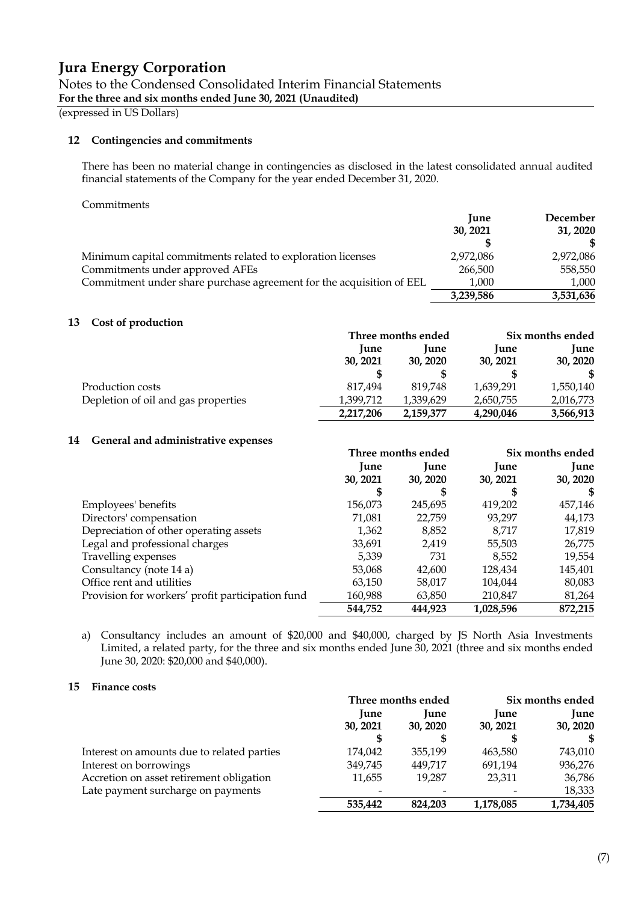# Jura Energy Corporation

Notes to the Condensed Consolidated Interim Financial Statements
**For the three and six months ended June 30, 2021 (Unaudited)**
(expressed in US Dollars)

## 12 Contingencies and commitments

There has been no material change in contingencies as disclosed in the latest consolidated annual audited financial statements of the Company for the year ended December 31, 2020.

Commitments

| | June 30, 2021 | December 31, 2020 |
|---|---|---|
| | $ | $ |
| Minimum capital commitments related to exploration licenses | 2,972,086 | 2,972,086 |
| Commitments under approved AFEs | 266,500 | 558,550 |
| Commitment under share purchase agreement for the acquisition of EEL | 1,000 | 1,000 |
| | **3,239,586** | **3,531,636** |

## 13 Cost of production

| | Three months ended | | Six months ended | |
|---|---|---|---|---|
| | June 30, 2021 | June 30, 2020 | June 30, 2021 | June 30, 2020 |
| | $ | $ | $ | $ |
| Production costs | 817,494 | 819,748 | 1,639,291 | 1,550,140 |
| Depletion of oil and gas properties | 1,399,712 | 1,339,629 | 2,650,755 | 2,016,773 |
| | **2,217,206** | **2,159,377** | **4,290,046** | **3,566,913** |

## 14 General and administrative expenses

| | Three months ended | | Six months ended | |
|---|---|---|---|---|
| | June 30, 2021 | June 30, 2020 | June 30, 2021 | June 30, 2020 |
| | $ | $ | $ | $ |
| Employees' benefits | 156,073 | 245,695 | 419,202 | 457,146 |
| Directors' compensation | 71,081 | 22,759 | 93,297 | 44,173 |
| Depreciation of other operating assets | 1,362 | 8,852 | 8,717 | 17,819 |
| Legal and professional charges | 33,691 | 2,419 | 55,503 | 26,775 |
| Travelling expenses | 5,339 | 731 | 8,552 | 19,554 |
| Consultancy (note 14 a) | 53,068 | 42,600 | 128,434 | 145,401 |
| Office rent and utilities | 63,150 | 58,017 | 104,044 | 80,083 |
| Provision for workers' profit participation fund | 160,988 | 63,850 | 210,847 | 81,264 |
| | **544,752** | **444,923** | **1,028,596** | **872,215** |

a) Consultancy includes an amount of $20,000 and $40,000, charged by JS North Asia Investments Limited, a related party, for the three and six months ended June 30, 2021 (three and six months ended June 30, 2020: $20,000 and $40,000).

## 15 Finance costs

| | Three months ended | | Six months ended | |
|---|---|---|---|---|
| | June 30, 2021 | June 30, 2020 | June 30, 2021 | June 30, 2020 |
| | $ | $ | $ | $ |
| Interest on amounts due to related parties | 174,042 | 355,199 | 463,580 | 743,010 |
| Interest on borrowings | 349,745 | 449,717 | 691,194 | 936,276 |
| Accretion on asset retirement obligation | 11,655 | 19,287 | 23,311 | 36,786 |
| Late payment surcharge on payments | - | - | - | 18,333 |
| | **535,442** | **824,203** | **1,178,085** | **1,734,405** |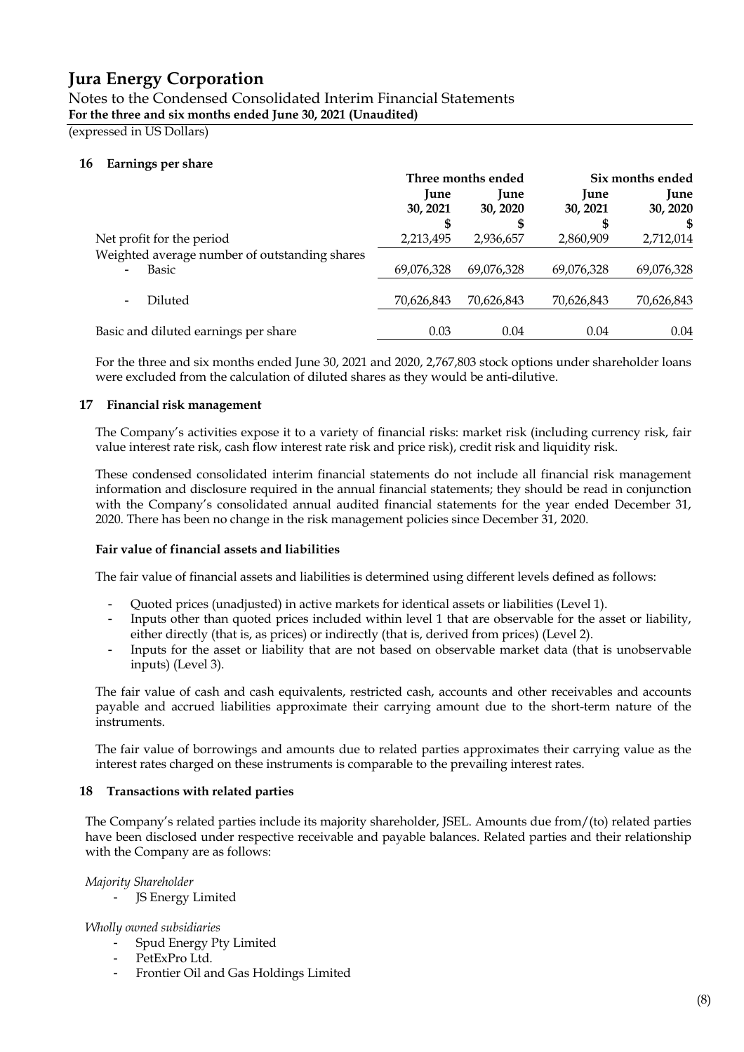# Jura Energy Corporation

Notes to the Condensed Consolidated Interim Financial Statements
**For the three and six months ended June 30, 2021 (Unaudited)**
(expressed in US Dollars)

## 16 Earnings per share

| | Three months ended | | Six months ended | |
|---|---|---|---|---|
| | June 30, 2021 | June 30, 2020 | June 30, 2021 | June 30, 2020 |
| | $ | $ | $ | $ |
| Net profit for the period | 2,213,495 | 2,936,657 | 2,860,909 | 2,712,014 |
| Weighted average number of outstanding shares | | | | |
| - Basic | 69,076,328 | 69,076,328 | 69,076,328 | 69,076,328 |
| - Diluted | 70,626,843 | 70,626,843 | 70,626,843 | 70,626,843 |
| Basic and diluted earnings per share | 0.03 | 0.04 | 0.04 | 0.04 |

For the three and six months ended June 30, 2021 and 2020, 2,767,803 stock options under shareholder loans were excluded from the calculation of diluted shares as they would be anti-dilutive.

## 17 Financial risk management

The Company's activities expose it to a variety of financial risks: market risk (including currency risk, fair value interest rate risk, cash flow interest rate risk and price risk), credit risk and liquidity risk.

These condensed consolidated interim financial statements do not include all financial risk management information and disclosure required in the annual financial statements; they should be read in conjunction with the Company's consolidated annual audited financial statements for the year ended December 31, 2020. There has been no change in the risk management policies since December 31, 2020.

**Fair value of financial assets and liabilities**

The fair value of financial assets and liabilities is determined using different levels defined as follows:

- Quoted prices (unadjusted) in active markets for identical assets or liabilities (Level 1).
- Inputs other than quoted prices included within level 1 that are observable for the asset or liability, either directly (that is, as prices) or indirectly (that is, derived from prices) (Level 2).
- Inputs for the asset or liability that are not based on observable market data (that is unobservable inputs) (Level 3).

The fair value of cash and cash equivalents, restricted cash, accounts and other receivables and accounts payable and accrued liabilities approximate their carrying amount due to the short-term nature of the instruments.

The fair value of borrowings and amounts due to related parties approximates their carrying value as the interest rates charged on these instruments is comparable to the prevailing interest rates.

## 18 Transactions with related parties

The Company's related parties include its majority shareholder, JSEL. Amounts due from/(to) related parties have been disclosed under respective receivable and payable balances. Related parties and their relationship with the Company are as follows:

*Majority Shareholder*

- JS Energy Limited

*Wholly owned subsidiaries*

- Spud Energy Pty Limited
- PetExPro Ltd.
- Frontier Oil and Gas Holdings Limited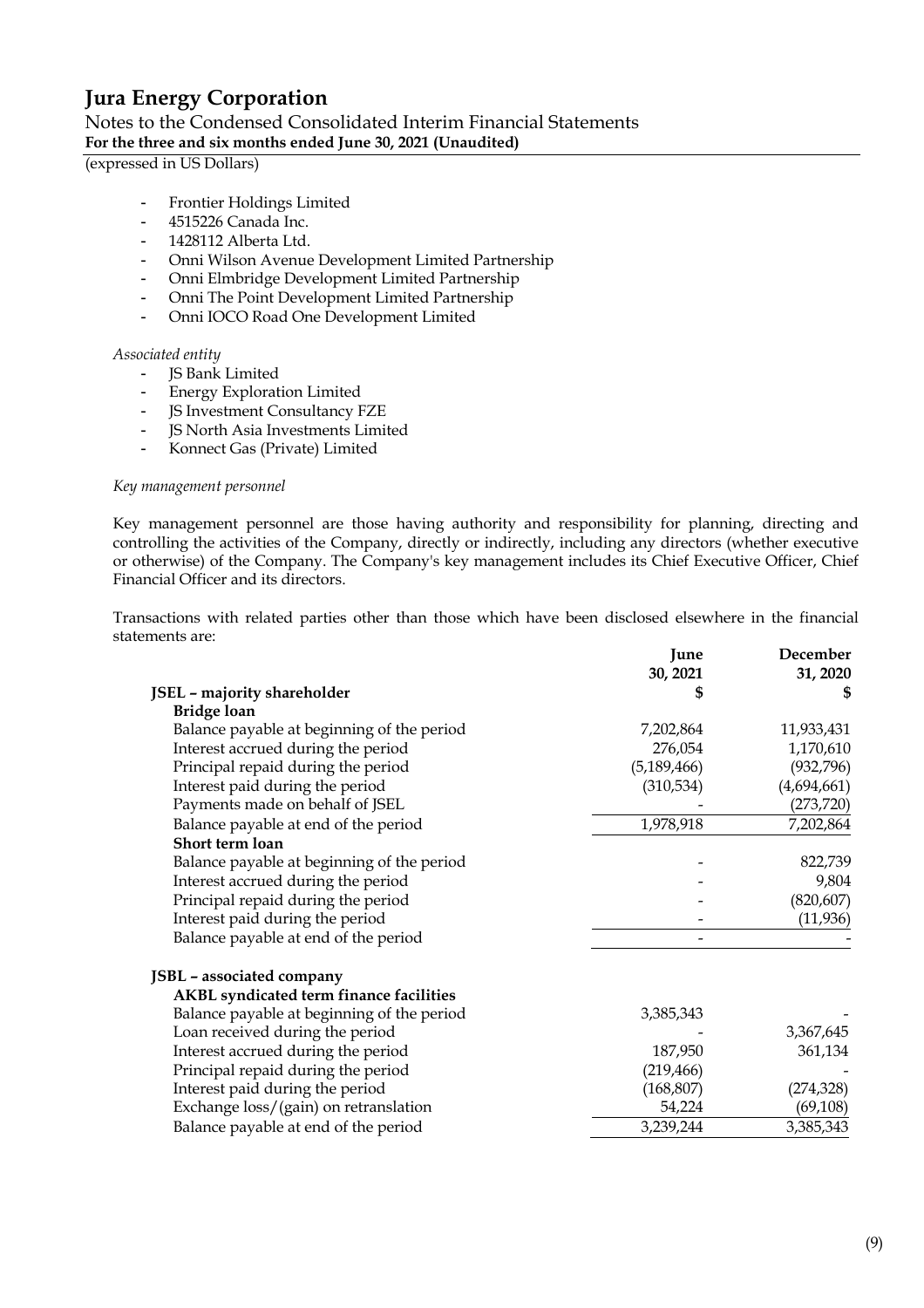- Frontier Holdings Limited
- 4515226 Canada Inc.
- 1428112 Alberta Ltd.
- Onni Wilson Avenue Development Limited Partnership
- Onni Elmbridge Development Limited Partnership
- Onni The Point Development Limited Partnership
- Onni IOCO Road One Development Limited

*Associated entity*

- JS Bank Limited
- Energy Exploration Limited
- JS Investment Consultancy FZE
- JS North Asia Investments Limited
- Konnect Gas (Private) Limited

*Key management personnel*

Key management personnel are those having authority and responsibility for planning, directing and controlling the activities of the Company, directly or indirectly, including any directors (whether executive or otherwise) of the Company. The Company's key management includes its Chief Executive Officer, Chief Financial Officer and its directors.

Transactions with related parties other than those which have been disclosed elsewhere in the financial statements are:

| | June 30, 2021 | December 31, 2020 |
|---|---|---|
| **JSEL – majority shareholder** | **$** | **$** |
| **Bridge loan** | | |
| Balance payable at beginning of the period | 7,202,864 | 11,933,431 |
| Interest accrued during the period | 276,054 | 1,170,610 |
| Principal repaid during the period | (5,189,466) | (932,796) |
| Interest paid during the period | (310,534) | (4,694,661) |
| Payments made on behalf of JSEL | - | (273,720) |
| Balance payable at end of the period | 1,978,918 | 7,202,864 |
| **Short term loan** | | |
| Balance payable at beginning of the period | - | 822,739 |
| Interest accrued during the period | - | 9,804 |
| Principal repaid during the period | - | (820,607) |
| Interest paid during the period | - | (11,936) |
| Balance payable at end of the period | - | - |
| | | |
| **JSBL – associated company** | | |
| **AKBL syndicated term finance facilities** | | |
| Balance payable at beginning of the period | 3,385,343 | - |
| Loan received during the period | - | 3,367,645 |
| Interest accrued during the period | 187,950 | 361,134 |
| Principal repaid during the period | (219,466) | - |
| Interest paid during the period | (168,807) | (274,328) |
| Exchange loss/(gain) on retranslation | 54,224 | (69,108) |
| Balance payable at end of the period | 3,239,244 | 3,385,343 |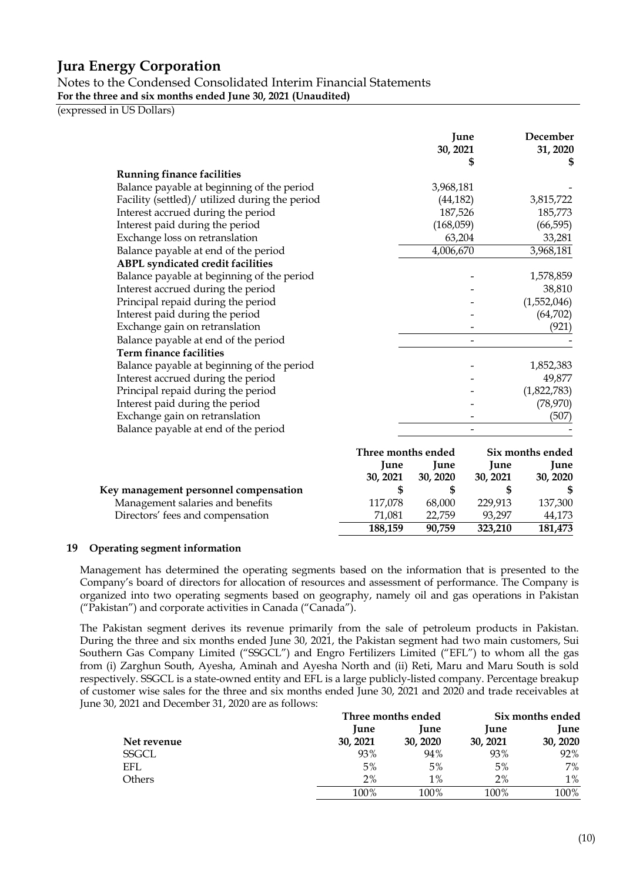# Jura Energy Corporation

Notes to the Condensed Consolidated Interim Financial Statements
**For the three and six months ended June 30, 2021 (Unaudited)**
(expressed in US Dollars)

| | June 30, 2021 $ | December 31, 2020 $ |
|---|---|---|
| **Running finance facilities** | | |
| Balance payable at beginning of the period | 3,968,181 | - |
| Facility (settled)/ utilized during the period | (44,182) | 3,815,722 |
| Interest accrued during the period | 187,526 | 185,773 |
| Interest paid during the period | (168,059) | (66,595) |
| Exchange loss on retranslation | 63,204 | 33,281 |
| Balance payable at end of the period | 4,006,670 | 3,968,181 |
| **ABPL syndicated credit facilities** | | |
| Balance payable at beginning of the period | - | 1,578,859 |
| Interest accrued during the period | - | 38,810 |
| Principal repaid during the period | - | (1,552,046) |
| Interest paid during the period | - | (64,702) |
| Exchange gain on retranslation | - | (921) |
| Balance payable at end of the period | - | - |
| **Term finance facilities** | | |
| Balance payable at beginning of the period | - | 1,852,383 |
| Interest accrued during the period | - | 49,877 |
| Principal repaid during the period | - | (1,822,783) |
| Interest paid during the period | - | (78,970) |
| Exchange gain on retranslation | - | (507) |
| Balance payable at end of the period | - | - |

| | Three months ended | | Six months ended | |
|---|---|---|---|---|
| | June 30, 2021 | June 30, 2020 | June 30, 2021 | June 30, 2020 |
| **Key management personnel compensation** | $ | $ | $ | $ |
| Management salaries and benefits | 117,078 | 68,000 | 229,913 | 137,300 |
| Directors' fees and compensation | 71,081 | 22,759 | 93,297 | 44,173 |
| | **188,159** | **90,759** | **323,210** | **181,473** |

## 19 Operating segment information

Management has determined the operating segments based on the information that is presented to the Company's board of directors for allocation of resources and assessment of performance. The Company is organized into two operating segments based on geography, namely oil and gas operations in Pakistan ("Pakistan") and corporate activities in Canada ("Canada").

The Pakistan segment derives its revenue primarily from the sale of petroleum products in Pakistan. During the three and six months ended June 30, 2021, the Pakistan segment had two main customers, Sui Southern Gas Company Limited ("SSGCL") and Engro Fertilizers Limited ("EFL") to whom all the gas from (i) Zarghun South, Ayesha, Aminah and Ayesha North and (ii) Reti, Maru and Maru South is sold respectively. SSGCL is a state-owned entity and EFL is a large publicly-listed company. Percentage breakup of customer wise sales for the three and six months ended June 30, 2021 and 2020 and trade receivables at June 30, 2021 and December 31, 2020 are as follows:

| | Three months ended | | Six months ended | |
|---|---|---|---|---|
| **Net revenue** | June 30, 2021 | June 30, 2020 | June 30, 2021 | June 30, 2020 |
| SSGCL | 93% | 94% | 93% | 92% |
| EFL | 5% | 5% | 5% | 7% |
| Others | 2% | 1% | 2% | 1% |
| | 100% | 100% | 100% | 100% |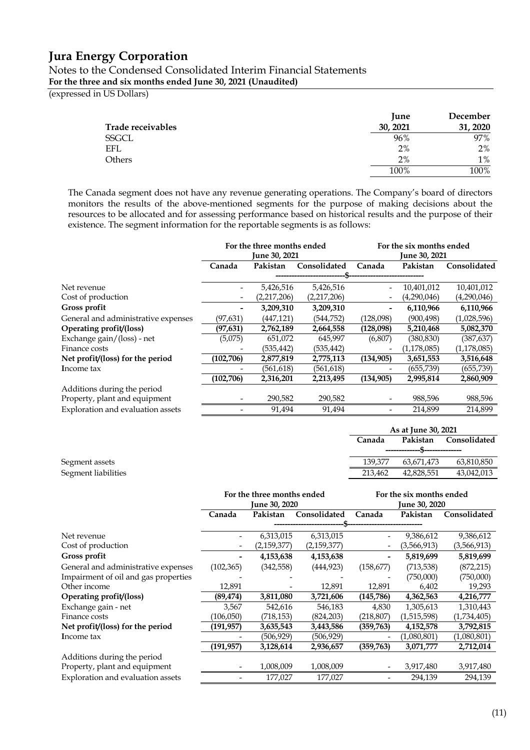| Trade receivables | June 30, 2021 | December 31, 2020 |
|---|---|---|
| SSGCL | 96% | 97% |
| EFL | 2% | 2% |
| Others | 2% | 1% |
| | 100% | 100% |

The Canada segment does not have any revenue generating operations. The Company's board of directors monitors the results of the above-mentioned segments for the purpose of making decisions about the resources to be allocated and for assessing performance based on historical results and the purpose of their existence. The segment information for the reportable segments is as follows:

| | For the three months ended June 30, 2021 | | | For the six months ended June 30, 2021 | | |
|---|---|---|---|---|---|---|
| | Canada | Pakistan | Consolidated | Canada | Pakistan | Consolidated |
| | $ | | | | | |
| Net revenue | - | 5,426,516 | 5,426,516 | - | 10,401,012 | 10,401,012 |
| Cost of production | - | (2,217,206) | (2,217,206) | - | (4,290,046) | (4,290,046) |
| **Gross profit** | **-** | **3,209,310** | **3,209,310** | **-** | **6,110,966** | **6,110,966** |
| General and administrative expenses | (97,631) | (447,121) | (544,752) | (128,098) | (900,498) | (1,028,596) |
| **Operating profit/(loss)** | **(97,631)** | **2,762,189** | **2,664,558** | **(128,098)** | **5,210,468** | **5,082,370** |
| Exchange gain/(loss) - net | (5,075) | 651,072 | 645,997 | (6,807) | (380,830) | (387,637) |
| Finance costs | - | (535,442) | (535,442) | - | (1,178,085) | (1,178,085) |
| **Net profit/(loss) for the period** | **(102,706)** | **2,877,819** | **2,775,113** | **(134,905)** | **3,651,553** | **3,516,648** |
| Income tax | - | (561,618) | (561,618) | - | (655,739) | (655,739) |
| | **(102,706)** | **2,316,201** | **2,213,495** | **(134,905)** | **2,995,814** | **2,860,909** |
| Additions during the period | | | | | | |
| Property, plant and equipment | - | 290,582 | 290,582 | - | 988,596 | 988,596 |
| Exploration and evaluation assets | - | 91,494 | 91,494 | - | 214,899 | 214,899 |

| | As at June 30, 2021 | | |
|---|---|---|---|
| | Canada | Pakistan | Consolidated |
| | $ | | |
| Segment assets | 139,377 | 63,671,473 | 63,810,850 |
| Segment liabilities | 213,462 | 42,828,551 | 43,042,013 |

| | For the three months ended June 30, 2020 | | | For the six months ended June 30, 2020 | | |
|---|---|---|---|---|---|---|
| | Canada | Pakistan | Consolidated | Canada | Pakistan | Consolidated |
| | $ | | | | | |
| Net revenue | - | 6,313,015 | 6,313,015 | - | 9,386,612 | 9,386,612 |
| Cost of production | - | (2,159,377) | (2,159,377) | - | (3,566,913) | (3,566,913) |
| **Gross profit** | **-** | **4,153,638** | **4,153,638** | **-** | **5,819,699** | **5,819,699** |
| General and administrative expenses | (102,365) | (342,558) | (444,923) | (158,677) | (713,538) | (872,215) |
| Impairment of oil and gas properties | - | - | - | - | (750,000) | (750,000) |
| Other income | 12,891 | - | 12,891 | 12,891 | 6,402 | 19,293 |
| **Operating profit/(loss)** | **(89,474)** | **3,811,080** | **3,721,606** | **(145,786)** | **4,362,563** | **4,216,777** |
| Exchange gain - net | 3,567 | 542,616 | 546,183 | 4,830 | 1,305,613 | 1,310,443 |
| Finance costs | (106,050) | (718,153) | (824,203) | (218,807) | (1,515,598) | (1,734,405) |
| **Net profit/(loss) for the period** | **(191,957)** | **3,635,543** | **3,443,586** | **(359,763)** | **4,152,578** | **3,792,815** |
| Income tax | - | (506,929) | (506,929) | - | (1,080,801) | (1,080,801) |
| | **(191,957)** | **3,128,614** | **2,936,657** | **(359,763)** | **3,071,777** | **2,712,014** |
| Additions during the period | | | | | | |
| Property, plant and equipment | - | 1,008,009 | 1,008,009 | - | 3,917,480 | 3,917,480 |
| Exploration and evaluation assets | - | 177,027 | 177,027 | - | 294,139 | 294,139 |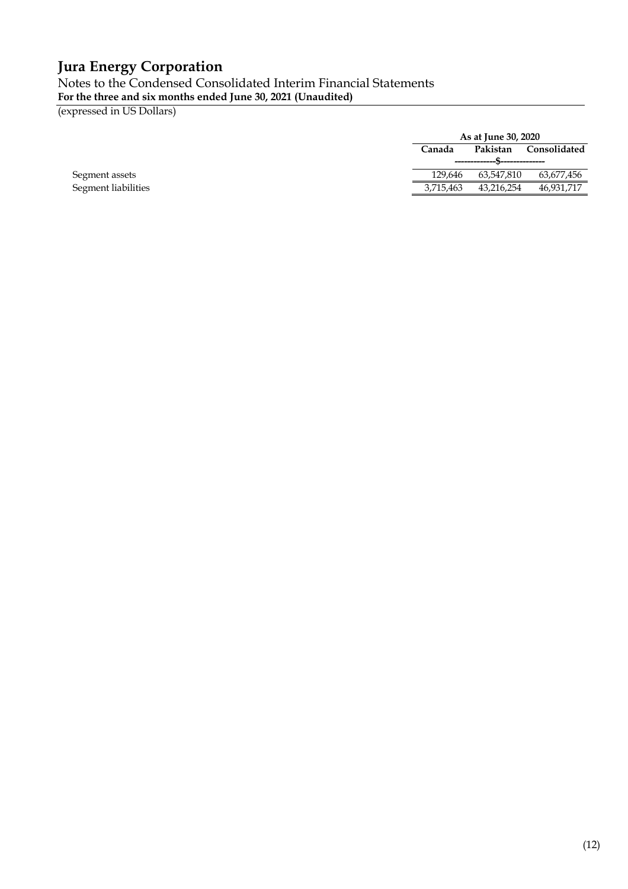# Jura Energy Corporation

Notes to the Condensed Consolidated Interim Financial Statements

**For the three and six months ended June 30, 2021 (Unaudited)**

(expressed in US Dollars)

| | As at June 30, 2020 | | |
|---|---|---|---|
| | Canada | Pakistan | Consolidated |
| | --------------$-------------- | | |
| Segment assets | 129,646 | 63,547,810 | 63,677,456 |
| Segment liabilities | 3,715,463 | 43,216,254 | 46,931,717 |